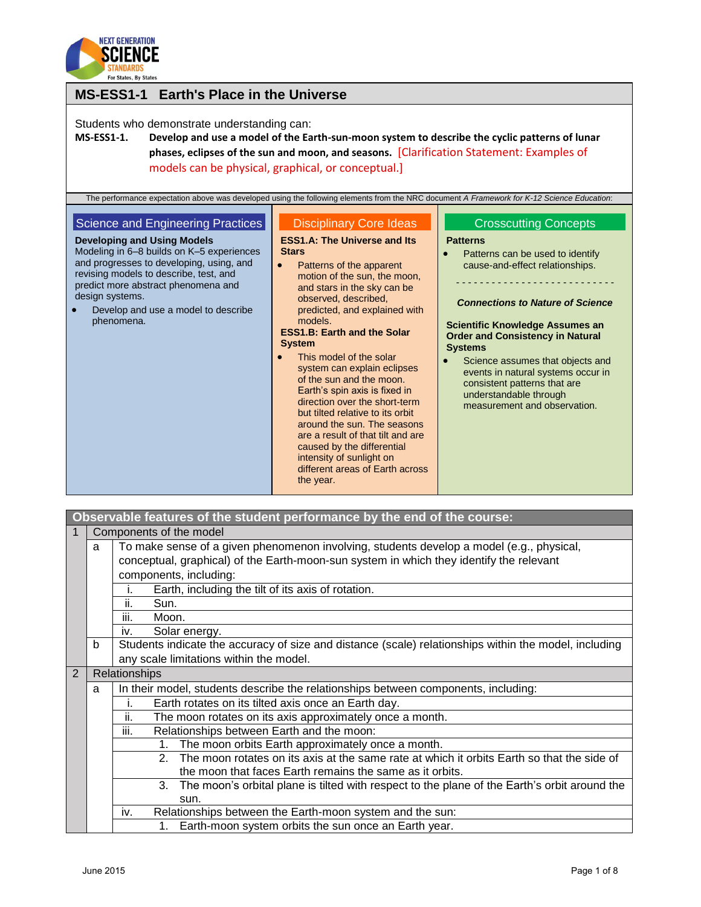## MS-ESS1-1 Earth's Place in the Universe

Students who demonstrate understanding can:

**MS-ESS1-1. Develop and use a model of the Earth-sun-moon system to describe the cyclic patterns of lunar phases, eclipses of the sun and moon, and seasons.** [Clarification Statement: Examples of models can be physical, graphical, or conceptual.]

The performance expectation above was developed using the following elements from the NRC document *A Framework for K-12 Science Education*:

### Science and Engineering Practices

**Developing and Using Models**

Modeling in 6–8 builds on K–5 experiences and progresses to developing, using, and revising models to describe, test, and predict more abstract phenomena and design systems.

- Develop and use a model to describe phenomena.

### Disciplinary Core Ideas

**ESS1.A: The Universe and Its Stars**

- Patterns of the apparent motion of the sun, the moon, and stars in the sky can be observed, described, predicted, and explained with models.

**ESS1.B: Earth and the Solar System**

- This model of the solar system can explain eclipses of the sun and the moon. Earth's spin axis is fixed in direction over the short-term but tilted relative to its orbit around the sun. The seasons are a result of that tilt and are caused by the differential intensity of sunlight on different areas of Earth across the year.

### Crosscutting Concepts

**Patterns**

- Patterns can be used to identify cause-and-effect relationships.

---

***Connections to Nature of Science***

**Scientific Knowledge Assumes an Order and Consistency in Natural Systems**

- Science assumes that objects and events in natural systems occur in consistent patterns that are understandable through measurement and observation.

| Observable features of the student performance by the end of the course: | | |
|---|---|---|
| 1 | Components of the model | |
| | a | To make sense of a given phenomenon involving, students develop a model (e.g., physical, conceptual, graphical) of the Earth-moon-sun system in which they identify the relevant components, including: |
| | | i. Earth, including the tilt of its axis of rotation. |
| | | ii. Sun. |
| | | iii. Moon. |
| | | iv. Solar energy. |
| | b | Students indicate the accuracy of size and distance (scale) relationships within the model, including any scale limitations within the model. |
| 2 | Relationships | |
| | a | In their model, students describe the relationships between components, including: |
| | | i. Earth rotates on its tilted axis once an Earth day. |
| | | ii. The moon rotates on its axis approximately once a month. |
| | | iii. Relationships between Earth and the moon: |
| | | 1. The moon orbits Earth approximately once a month. |
| | | 2. The moon rotates on its axis at the same rate at which it orbits Earth so that the side of the moon that faces Earth remains the same as it orbits. |
| | | 3. The moon's orbital plane is tilted with respect to the plane of the Earth's orbit around the sun. |
| | | iv. Relationships between the Earth-moon system and the sun: |
| | | 1. Earth-moon system orbits the sun once an Earth year. |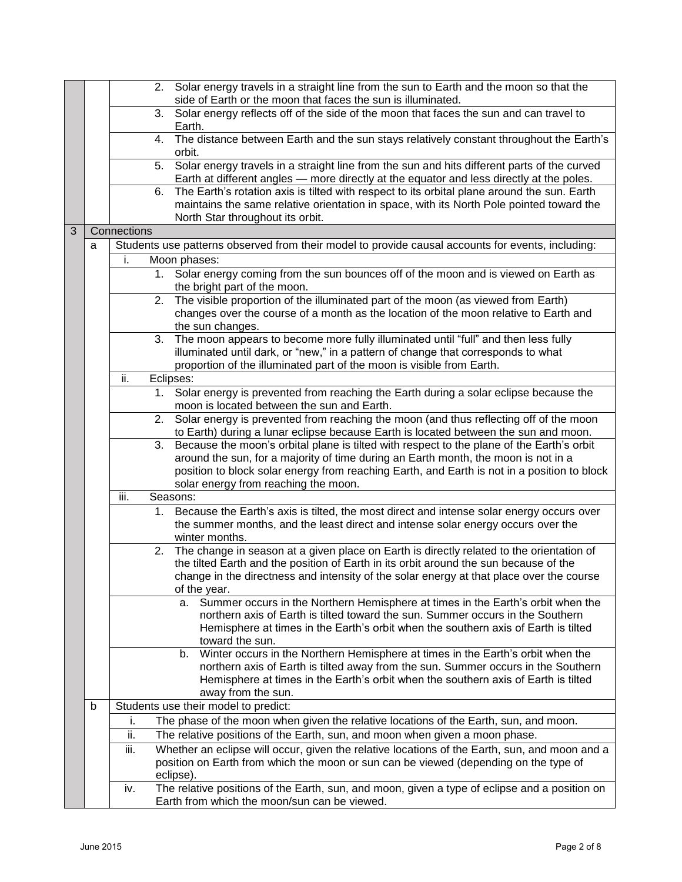| | | |
|---|---|---|
| | | 2. Solar energy travels in a straight line from the sun to Earth and the moon so that the side of Earth or the moon that faces the sun is illuminated. |
| | | 3. Solar energy reflects off of the side of the moon that faces the sun and can travel to Earth. |
| | | 4. The distance between Earth and the sun stays relatively constant throughout the Earth's orbit. |
| | | 5. Solar energy travels in a straight line from the sun and hits different parts of the curved Earth at different angles — more directly at the equator and less directly at the poles. |
| | | 6. The Earth's rotation axis is tilted with respect to its orbital plane around the sun. Earth maintains the same relative orientation in space, with its North Pole pointed toward the North Star throughout its orbit. |
| 3 | **Connections** | |
| | a | Students use patterns observed from their model to provide causal accounts for events, including: |
| | | i. Moon phases: |
| | | 1. Solar energy coming from the sun bounces off of the moon and is viewed on Earth as the bright part of the moon. |
| | | 2. The visible proportion of the illuminated part of the moon (as viewed from Earth) changes over the course of a month as the location of the moon relative to Earth and the sun changes. |
| | | 3. The moon appears to become more fully illuminated until "full" and then less fully illuminated until dark, or "new," in a pattern of change that corresponds to what proportion of the illuminated part of the moon is visible from Earth. |
| | | ii. Eclipses: |
| | | 1. Solar energy is prevented from reaching the Earth during a solar eclipse because the moon is located between the sun and Earth. |
| | | 2. Solar energy is prevented from reaching the moon (and thus reflecting off of the moon to Earth) during a lunar eclipse because Earth is located between the sun and moon. |
| | | 3. Because the moon's orbital plane is tilted with respect to the plane of the Earth's orbit around the sun, for a majority of time during an Earth month, the moon is not in a position to block solar energy from reaching Earth, and Earth is not in a position to block solar energy from reaching the moon. |
| | | iii. Seasons: |
| | | 1. Because the Earth's axis is tilted, the most direct and intense solar energy occurs over the summer months, and the least direct and intense solar energy occurs over the winter months. |
| | | 2. The change in season at a given place on Earth is directly related to the orientation of the tilted Earth and the position of Earth in its orbit around the sun because of the change in the directness and intensity of the solar energy at that place over the course of the year. |
| | | a. Summer occurs in the Northern Hemisphere at times in the Earth's orbit when the northern axis of Earth is tilted toward the sun. Summer occurs in the Southern Hemisphere at times in the Earth's orbit when the southern axis of Earth is tilted toward the sun. |
| | | b. Winter occurs in the Northern Hemisphere at times in the Earth's orbit when the northern axis of Earth is tilted away from the sun. Summer occurs in the Southern Hemisphere at times in the Earth's orbit when the southern axis of Earth is tilted away from the sun. |
| | b | Students use their model to predict: |
| | | i. The phase of the moon when given the relative locations of the Earth, sun, and moon. |
| | | ii. The relative positions of the Earth, sun, and moon when given a moon phase. |
| | | iii. Whether an eclipse will occur, given the relative locations of the Earth, sun, and moon and a position on Earth from which the moon or sun can be viewed (depending on the type of eclipse). |
| | | iv. The relative positions of the Earth, sun, and moon, given a type of eclipse and a position on Earth from which the moon/sun can be viewed. |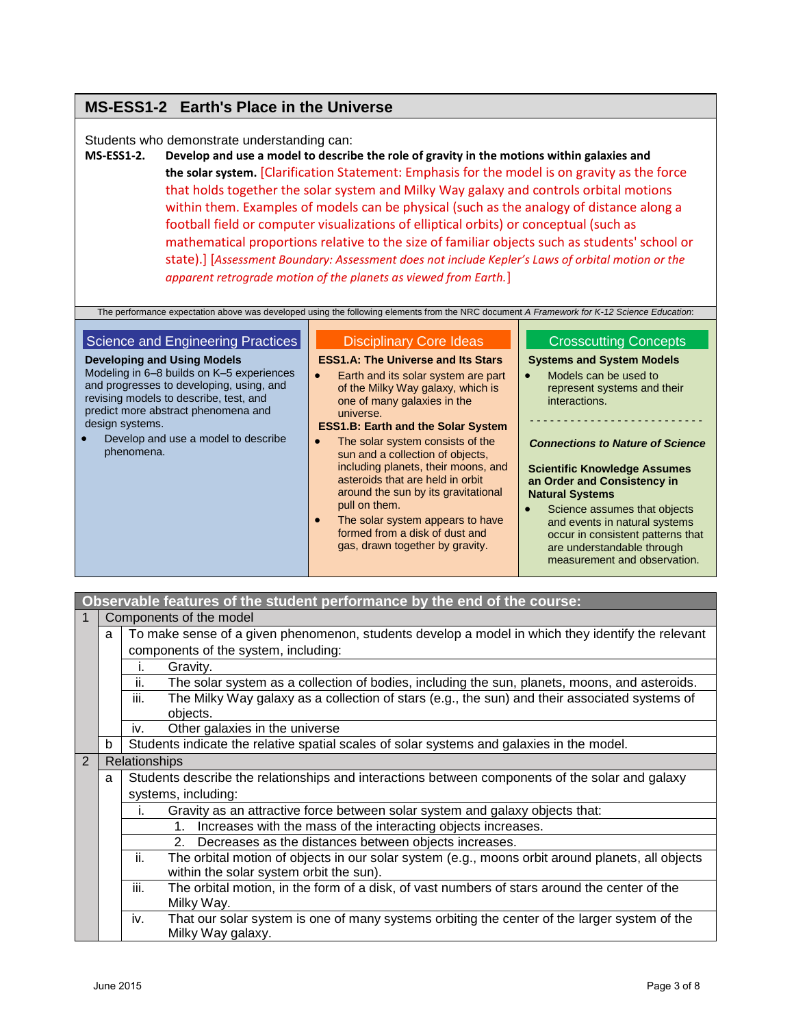## MS-ESS1-2 Earth's Place in the Universe

Students who demonstrate understanding can:

**MS-ESS1-2. Develop and use a model to describe the role of gravity in the motions within galaxies and the solar system.** [Clarification Statement: Emphasis for the model is on gravity as the force that holds together the solar system and Milky Way galaxy and controls orbital motions within them. Examples of models can be physical (such as the analogy of distance along a football field or computer visualizations of elliptical orbits) or conceptual (such as mathematical proportions relative to the size of familiar objects such as students' school or state).] [*Assessment Boundary: Assessment does not include Kepler's Laws of orbital motion or the apparent retrograde motion of the planets as viewed from Earth.*]

The performance expectation above was developed using the following elements from the NRC document *A Framework for K-12 Science Education*:

### Science and Engineering Practices

**Developing and Using Models**

Modeling in 6–8 builds on K–5 experiences and progresses to developing, using, and revising models to describe, test, and predict more abstract phenomena and design systems.

- Develop and use a model to describe phenomena.

### Disciplinary Core Ideas

**ESS1.A: The Universe and Its Stars**

- Earth and its solar system are part of the Milky Way galaxy, which is one of many galaxies in the universe.

**ESS1.B: Earth and the Solar System**

- The solar system consists of the sun and a collection of objects, including planets, their moons, and asteroids that are held in orbit around the sun by its gravitational pull on them.
- The solar system appears to have formed from a disk of dust and gas, drawn together by gravity.

### Crosscutting Concepts

**Systems and System Models**

- Models can be used to represent systems and their interactions.

- - - - - - - - - - - - - - - - - - - - - - - -

***Connections to Nature of Science***

**Scientific Knowledge Assumes an Order and Consistency in Natural Systems**

- Science assumes that objects and events in natural systems occur in consistent patterns that are understandable through measurement and observation.

| Observable features of the student performance by the end of the course: | | | |
|---|---|---|---|
| 1 | Components of the model | | |
| | a | To make sense of a given phenomenon, students develop a model in which they identify the relevant components of the system, including: | |
| | | i. | Gravity. |
| | | ii. | The solar system as a collection of bodies, including the sun, planets, moons, and asteroids. |
| | | iii. | The Milky Way galaxy as a collection of stars (e.g., the sun) and their associated systems of objects. |
| | | iv. | Other galaxies in the universe |
| | b | Students indicate the relative spatial scales of solar systems and galaxies in the model. | |
| 2 | Relationships | | |
| | a | Students describe the relationships and interactions between components of the solar and galaxy systems, including: | |
| | | i. | Gravity as an attractive force between solar system and galaxy objects that: |
| | | | 1. Increases with the mass of the interacting objects increases. |
| | | | 2. Decreases as the distances between objects increases. |
| | | ii. | The orbital motion of objects in our solar system (e.g., moons orbit around planets, all objects within the solar system orbit the sun). |
| | | iii. | The orbital motion, in the form of a disk, of vast numbers of stars around the center of the Milky Way. |
| | | iv. | That our solar system is one of many systems orbiting the center of the larger system of the Milky Way galaxy. |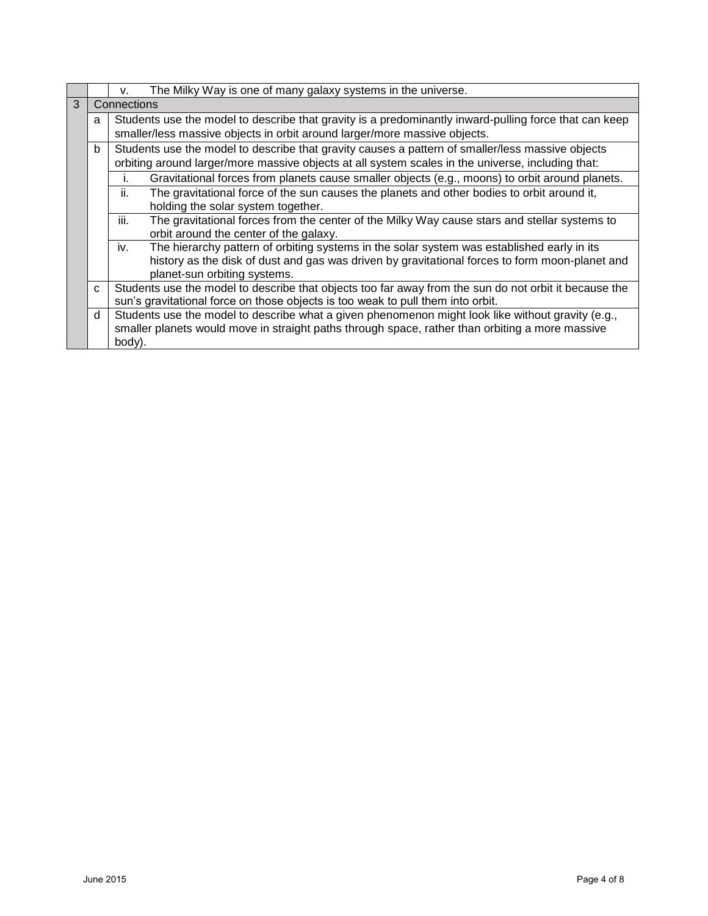| | | |
|---|---|---|
| | | v. The Milky Way is one of many galaxy systems in the universe. |
| 3 | Connections | |
| | a | Students use the model to describe that gravity is a predominantly inward-pulling force that can keep smaller/less massive objects in orbit around larger/more massive objects. |
| | b | Students use the model to describe that gravity causes a pattern of smaller/less massive objects orbiting around larger/more massive objects at all system scales in the universe, including that: |
| | | i. Gravitational forces from planets cause smaller objects (e.g., moons) to orbit around planets. |
| | | ii. The gravitational force of the sun causes the planets and other bodies to orbit around it, holding the solar system together. |
| | | iii. The gravitational forces from the center of the Milky Way cause stars and stellar systems to orbit around the center of the galaxy. |
| | | iv. The hierarchy pattern of orbiting systems in the solar system was established early in its history as the disk of dust and gas was driven by gravitational forces to form moon-planet and planet-sun orbiting systems. |
| | c | Students use the model to describe that objects too far away from the sun do not orbit it because the sun's gravitational force on those objects is too weak to pull them into orbit. |
| | d | Students use the model to describe what a given phenomenon might look like without gravity (e.g., smaller planets would move in straight paths through space, rather than orbiting a more massive body). |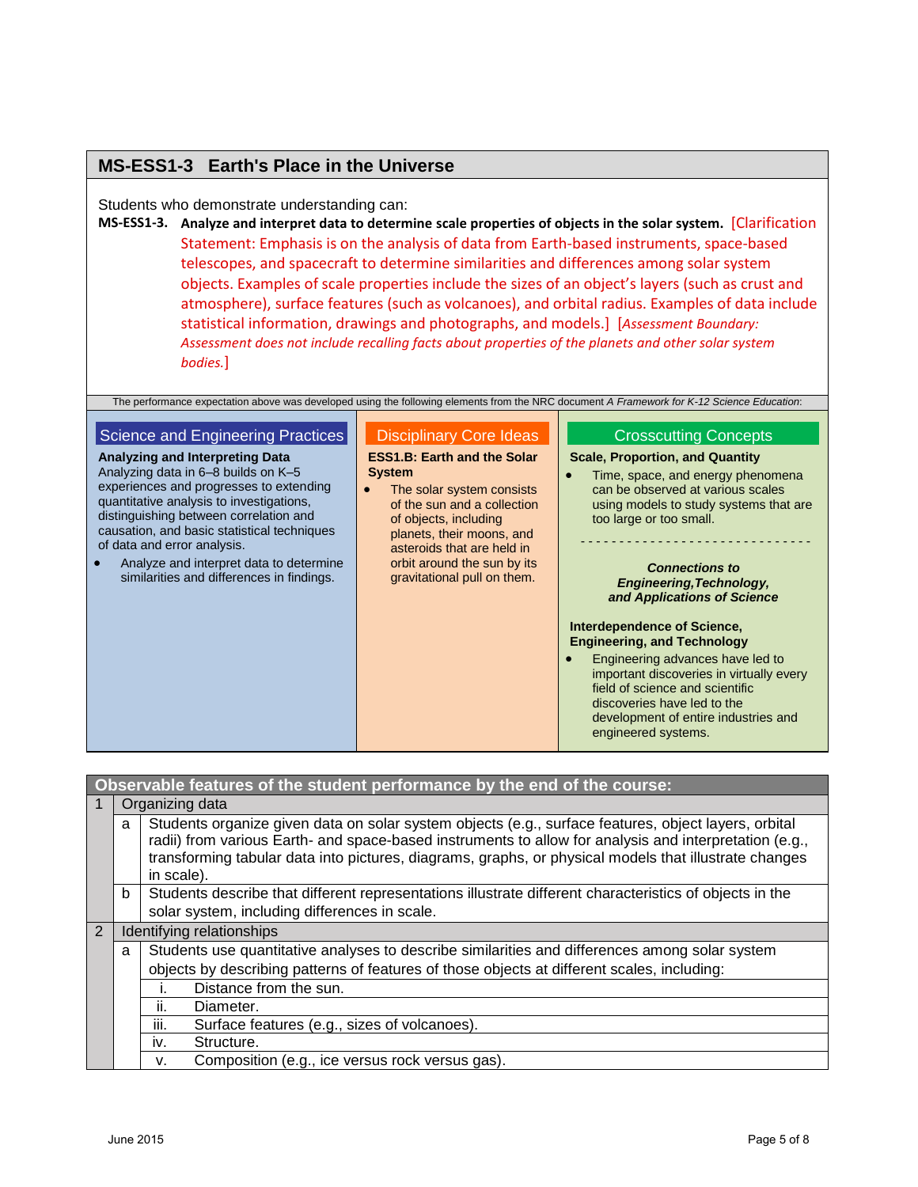## MS-ESS1-3 Earth's Place in the Universe

Students who demonstrate understanding can:

**MS-ESS1-3. Analyze and interpret data to determine scale properties of objects in the solar system.** [Clarification Statement: Emphasis is on the analysis of data from Earth-based instruments, space-based telescopes, and spacecraft to determine similarities and differences among solar system objects. Examples of scale properties include the sizes of an object's layers (such as crust and atmosphere), surface features (such as volcanoes), and orbital radius. Examples of data include statistical information, drawings and photographs, and models.] [*Assessment Boundary: Assessment does not include recalling facts about properties of the planets and other solar system bodies.*]

The performance expectation above was developed using the following elements from the NRC document *A Framework for K-12 Science Education*:

### Science and Engineering Practices

**Analyzing and Interpreting Data**

Analyzing data in 6–8 builds on K–5 experiences and progresses to extending quantitative analysis to investigations, distinguishing between correlation and causation, and basic statistical techniques of data and error analysis.

- Analyze and interpret data to determine similarities and differences in findings.

### Disciplinary Core Ideas

**ESS1.B: Earth and the Solar System**

- The solar system consists of the sun and a collection of objects, including planets, their moons, and asteroids that are held in orbit around the sun by its gravitational pull on them.

### Crosscutting Concepts

**Scale, Proportion, and Quantity**

- Time, space, and energy phenomena can be observed at various scales using models to study systems that are too large or too small.

---

***Connections to Engineering, Technology, and Applications of Science***

**Interdependence of Science, Engineering, and Technology**

- Engineering advances have led to important discoveries in virtually every field of science and scientific discoveries have led to the development of entire industries and engineered systems.

| **Observable features of the student performance by the end of the course:** | | | |
|---|---|---|---|
| 1 | Organizing data | | |
| | a | Students organize given data on solar system objects (e.g., surface features, object layers, orbital radii) from various Earth- and space-based instruments to allow for analysis and interpretation (e.g., transforming tabular data into pictures, diagrams, graphs, or physical models that illustrate changes in scale). | |
| | b | Students describe that different representations illustrate different characteristics of objects in the solar system, including differences in scale. | |
| 2 | Identifying relationships | | |
| | a | Students use quantitative analyses to describe similarities and differences among solar system objects by describing patterns of features of those objects at different scales, including: | |
| | | i. | Distance from the sun. |
| | | ii. | Diameter. |
| | | iii. | Surface features (e.g., sizes of volcanoes). |
| | | iv. | Structure. |
| | | v. | Composition (e.g., ice versus rock versus gas). |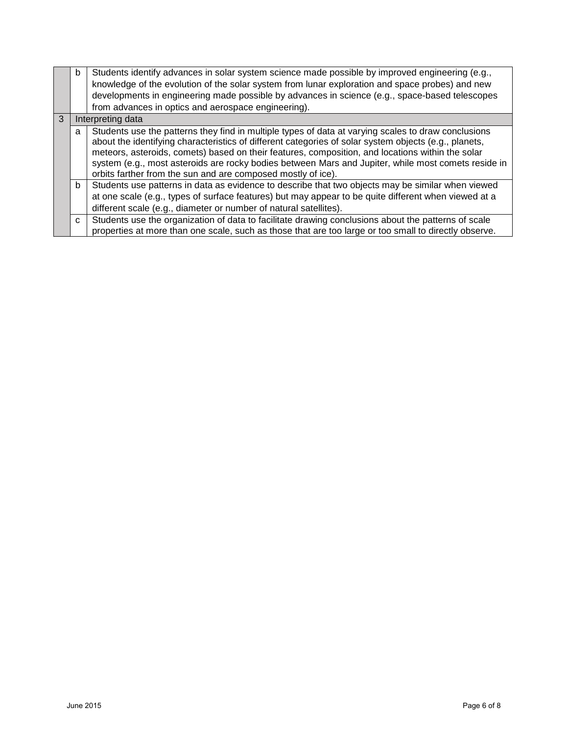|   |   |   |
|---|---|---|
|   | b | Students identify advances in solar system science made possible by improved engineering (e.g., knowledge of the evolution of the solar system from lunar exploration and space probes) and new developments in engineering made possible by advances in science (e.g., space-based telescopes from advances in optics and aerospace engineering). |
| 3 | Interpreting data | |
|   | a | Students use the patterns they find in multiple types of data at varying scales to draw conclusions about the identifying characteristics of different categories of solar system objects (e.g., planets, meteors, asteroids, comets) based on their features, composition, and locations within the solar system (e.g., most asteroids are rocky bodies between Mars and Jupiter, while most comets reside in orbits farther from the sun and are composed mostly of ice). |
|   | b | Students use patterns in data as evidence to describe that two objects may be similar when viewed at one scale (e.g., types of surface features) but may appear to be quite different when viewed at a different scale (e.g., diameter or number of natural satellites). |
|   | c | Students use the organization of data to facilitate drawing conclusions about the patterns of scale properties at more than one scale, such as those that are too large or too small to directly observe. |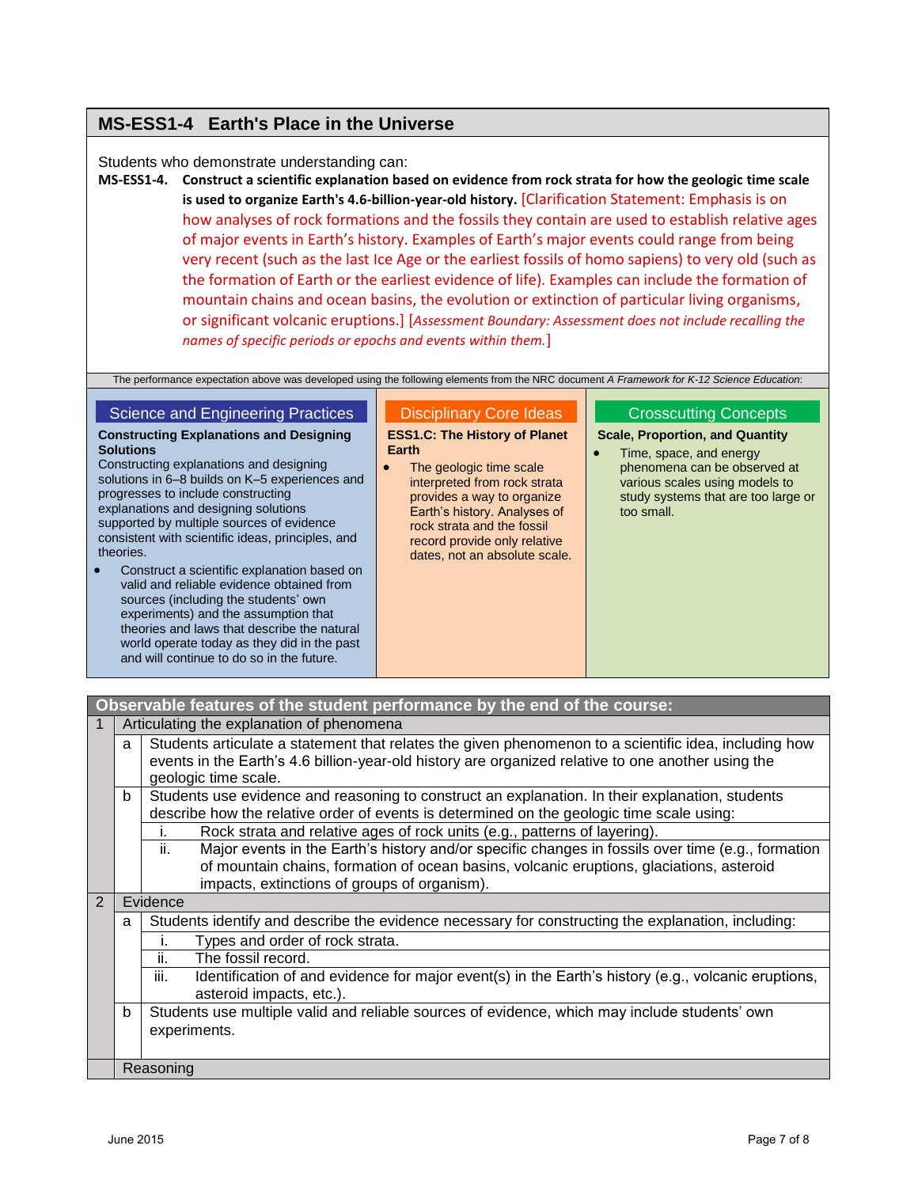## MS-ESS1-4 Earth's Place in the Universe

Students who demonstrate understanding can:

**MS-ESS1-4. Construct a scientific explanation based on evidence from rock strata for how the geologic time scale is used to organize Earth's 4.6-billion-year-old history.** [Clarification Statement: Emphasis is on how analyses of rock formations and the fossils they contain are used to establish relative ages of major events in Earth's history. Examples of Earth's major events could range from being very recent (such as the last Ice Age or the earliest fossils of homo sapiens) to very old (such as the formation of Earth or the earliest evidence of life). Examples can include the formation of mountain chains and ocean basins, the evolution or extinction of particular living organisms, or significant volcanic eruptions.] [*Assessment Boundary: Assessment does not include recalling the names of specific periods or epochs and events within them.*]

The performance expectation above was developed using the following elements from the NRC document *A Framework for K-12 Science Education*:

### Science and Engineering Practices

**Constructing Explanations and Designing Solutions**

Constructing explanations and designing solutions in 6–8 builds on K–5 experiences and progresses to include constructing explanations and designing solutions supported by multiple sources of evidence consistent with scientific ideas, principles, and theories.

- Construct a scientific explanation based on valid and reliable evidence obtained from sources (including the students' own experiments) and the assumption that theories and laws that describe the natural world operate today as they did in the past and will continue to do so in the future.

### Disciplinary Core Ideas

**ESS1.C: The History of Planet Earth**

- The geologic time scale interpreted from rock strata provides a way to organize Earth's history. Analyses of rock strata and the fossil record provide only relative dates, not an absolute scale.

### Crosscutting Concepts

**Scale, Proportion, and Quantity**

- Time, space, and energy phenomena can be observed at various scales using models to study systems that are too large or too small.

| Observable features of the student performance by the end of the course: | | | |
|---|---|---|---|
| 1 | Articulating the explanation of phenomena | | |
| | a | Students articulate a statement that relates the given phenomenon to a scientific idea, including how events in the Earth's 4.6 billion-year-old history are organized relative to one another using the geologic time scale. | |
| | b | Students use evidence and reasoning to construct an explanation. In their explanation, students describe how the relative order of events is determined on the geologic time scale using: | |
| | | i. | Rock strata and relative ages of rock units (e.g., patterns of layering). |
| | | ii. | Major events in the Earth's history and/or specific changes in fossils over time (e.g., formation of mountain chains, formation of ocean basins, volcanic eruptions, glaciations, asteroid impacts, extinctions of groups of organism). |
| 2 | Evidence | | |
| | a | Students identify and describe the evidence necessary for constructing the explanation, including: | |
| | | i. | Types and order of rock strata. |
| | | ii. | The fossil record. |
| | | iii. | Identification of and evidence for major event(s) in the Earth's history (e.g., volcanic eruptions, asteroid impacts, etc.). |
| | b | Students use multiple valid and reliable sources of evidence, which may include students' own experiments. | |
| | Reasoning | | |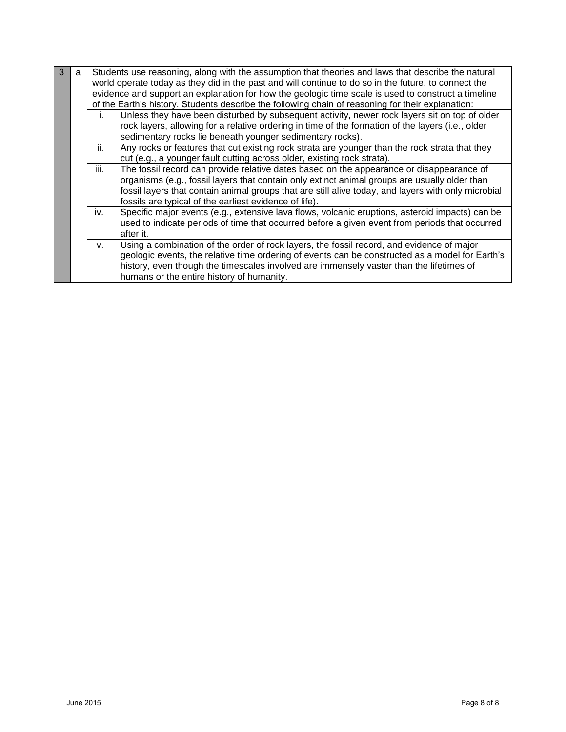| | | | |
|---|---|---|---|
| 3 | a | Students use reasoning, along with the assumption that theories and laws that describe the natural world operate today as they did in the past and will continue to do so in the future, to connect the evidence and support an explanation for how the geologic time scale is used to construct a timeline of the Earth's history. Students describe the following chain of reasoning for their explanation: | |
| | | i. | Unless they have been disturbed by subsequent activity, newer rock layers sit on top of older rock layers, allowing for a relative ordering in time of the formation of the layers (i.e., older sedimentary rocks lie beneath younger sedimentary rocks). |
| | | ii. | Any rocks or features that cut existing rock strata are younger than the rock strata that they cut (e.g., a younger fault cutting across older, existing rock strata). |
| | | iii. | The fossil record can provide relative dates based on the appearance or disappearance of organisms (e.g., fossil layers that contain only extinct animal groups are usually older than fossil layers that contain animal groups that are still alive today, and layers with only microbial fossils are typical of the earliest evidence of life). |
| | | iv. | Specific major events (e.g., extensive lava flows, volcanic eruptions, asteroid impacts) can be used to indicate periods of time that occurred before a given event from periods that occurred after it. |
| | | v. | Using a combination of the order of rock layers, the fossil record, and evidence of major geologic events, the relative time ordering of events can be constructed as a model for Earth's history, even though the timescales involved are immensely vaster than the lifetimes of humans or the entire history of humanity. |

June 2015